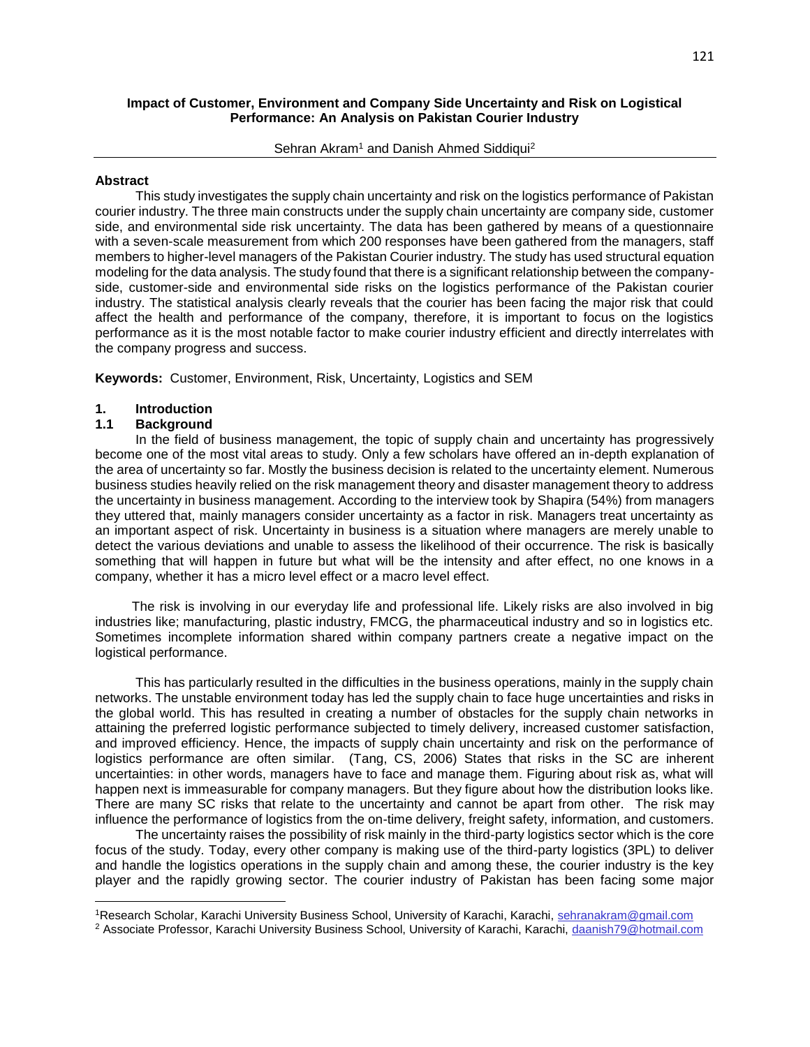# Impact of Customer, Environment and Company Side Uncertainty and Risk on Logistical Performance: An Analysis on Pakistan Courier Industry

Sehran Akram[1] and Danish Ahmed Siddiqui[2]

## Abstract

This study investigates the supply chain uncertainty and risk on the logistics performance of Pakistan courier industry. The three main constructs under the supply chain uncertainty are company side, customer side, and environmental side risk uncertainty. The data has been gathered by means of a questionnaire with a seven-scale measurement from which 200 responses have been gathered from the managers, staff members to higher-level managers of the Pakistan Courier industry. The study has used structural equation modeling for the data analysis. The study found that there is a significant relationship between the company-side, customer-side and environmental side risks on the logistics performance of the Pakistan courier industry. The statistical analysis clearly reveals that the courier has been facing the major risk that could affect the health and performance of the company, therefore, it is important to focus on the logistics performance as it is the most notable factor to make courier industry efficient and directly interrelates with the company progress and success.

**Keywords:** Customer, Environment, Risk, Uncertainty, Logistics and SEM

## 1. Introduction

### 1.1 Background

In the field of business management, the topic of supply chain and uncertainty has progressively become one of the most vital areas to study. Only a few scholars have offered an in-depth explanation of the area of uncertainty so far. Mostly the business decision is related to the uncertainty element. Numerous business studies heavily relied on the risk management theory and disaster management theory to address the uncertainty in business management. According to the interview took by Shapira (54%) from managers they uttered that, mainly managers consider uncertainty as a factor in risk. Managers treat uncertainty as an important aspect of risk. Uncertainty in business is a situation where managers are merely unable to detect the various deviations and unable to assess the likelihood of their occurrence. The risk is basically something that will happen in future but what will be the intensity and after effect, no one knows in a company, whether it has a micro level effect or a macro level effect.

The risk is involving in our everyday life and professional life. Likely risks are also involved in big industries like; manufacturing, plastic industry, FMCG, the pharmaceutical industry and so in logistics etc. Sometimes incomplete information shared within company partners create a negative impact on the logistical performance.

This has particularly resulted in the difficulties in the business operations, mainly in the supply chain networks. The unstable environment today has led the supply chain to face huge uncertainties and risks in the global world. This has resulted in creating a number of obstacles for the supply chain networks in attaining the preferred logistic performance subjected to timely delivery, increased customer satisfaction, and improved efficiency. Hence, the impacts of supply chain uncertainty and risk on the performance of logistics performance are often similar. (Tang, CS, 2006) States that risks in the SC are inherent uncertainties: in other words, managers have to face and manage them. Figuring about risk as, what will happen next is immeasurable for company managers. But they figure about how the distribution looks like. There are many SC risks that relate to the uncertainty and cannot be apart from other. The risk may influence the performance of logistics from the on-time delivery, freight safety, information, and customers.

The uncertainty raises the possibility of risk mainly in the third-party logistics sector which is the core focus of the study. Today, every other company is making use of the third-party logistics (3PL) to deliver and handle the logistics operations in the supply chain and among these, the courier industry is the key player and the rapidly growing sector. The courier industry of Pakistan has been facing some major

---

[1]Research Scholar, Karachi University Business School, University of Karachi, Karachi, sehranakram@gmail.com

[2] Associate Professor, Karachi University Business School, University of Karachi, Karachi, daanish79@hotmail.com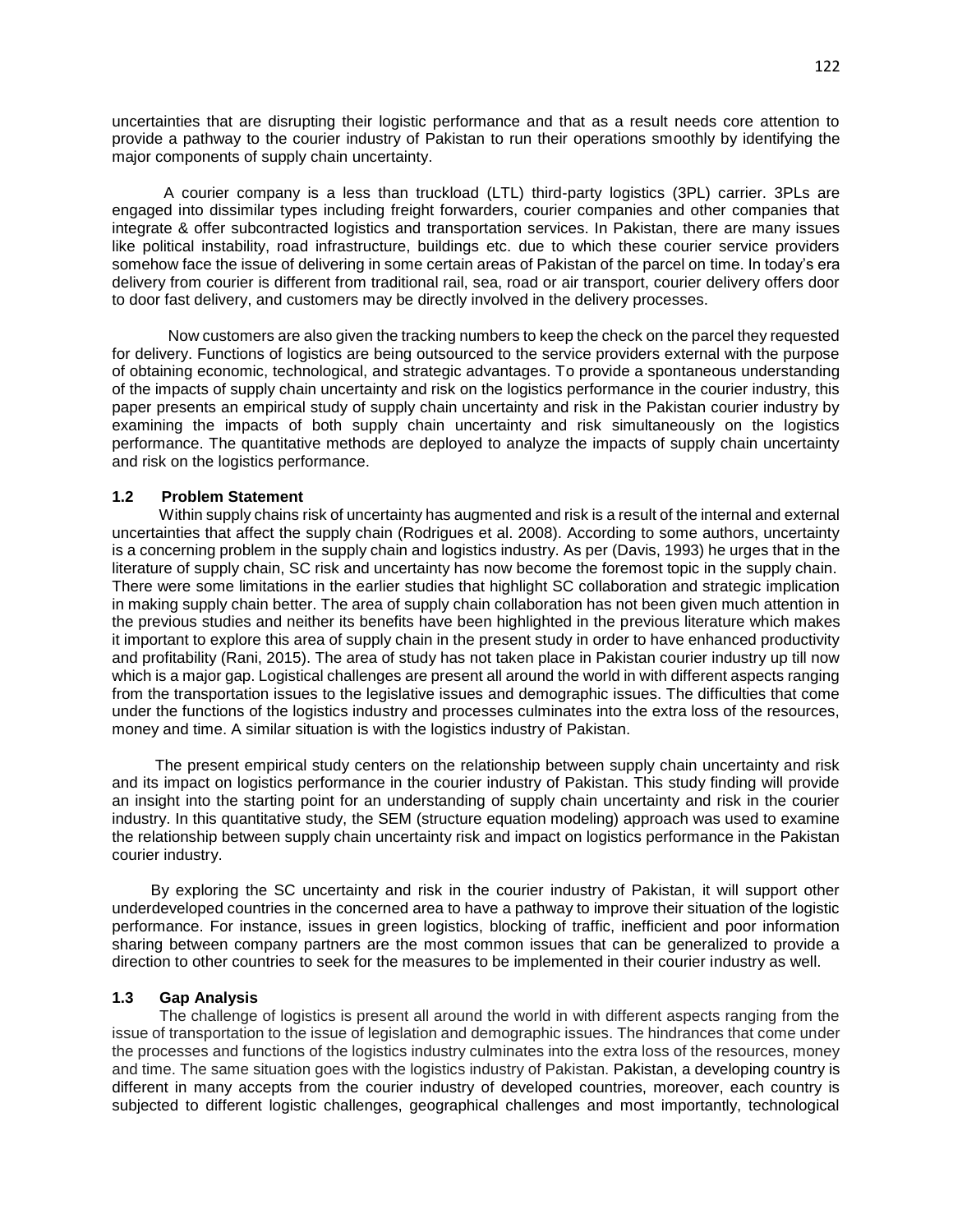uncertainties that are disrupting their logistic performance and that as a result needs core attention to provide a pathway to the courier industry of Pakistan to run their operations smoothly by identifying the major components of supply chain uncertainty.

A courier company is a less than truckload (LTL) third-party logistics (3PL) carrier. 3PLs are engaged into dissimilar types including freight forwarders, courier companies and other companies that integrate & offer subcontracted logistics and transportation services. In Pakistan, there are many issues like political instability, road infrastructure, buildings etc. due to which these courier service providers somehow face the issue of delivering in some certain areas of Pakistan of the parcel on time. In today's era delivery from courier is different from traditional rail, sea, road or air transport, courier delivery offers door to door fast delivery, and customers may be directly involved in the delivery processes.

Now customers are also given the tracking numbers to keep the check on the parcel they requested for delivery. Functions of logistics are being outsourced to the service providers external with the purpose of obtaining economic, technological, and strategic advantages. To provide a spontaneous understanding of the impacts of supply chain uncertainty and risk on the logistics performance in the courier industry, this paper presents an empirical study of supply chain uncertainty and risk in the Pakistan courier industry by examining the impacts of both supply chain uncertainty and risk simultaneously on the logistics performance. The quantitative methods are deployed to analyze the impacts of supply chain uncertainty and risk on the logistics performance.

### 1.2 Problem Statement

Within supply chains risk of uncertainty has augmented and risk is a result of the internal and external uncertainties that affect the supply chain (Rodrigues et al. 2008). According to some authors, uncertainty is a concerning problem in the supply chain and logistics industry. As per (Davis, 1993) he urges that in the literature of supply chain, SC risk and uncertainty has now become the foremost topic in the supply chain. There were some limitations in the earlier studies that highlight SC collaboration and strategic implication in making supply chain better. The area of supply chain collaboration has not been given much attention in the previous studies and neither its benefits have been highlighted in the previous literature which makes it important to explore this area of supply chain in the present study in order to have enhanced productivity and profitability (Rani, 2015). The area of study has not taken place in Pakistan courier industry up till now which is a major gap. Logistical challenges are present all around the world in with different aspects ranging from the transportation issues to the legislative issues and demographic issues. The difficulties that come under the functions of the logistics industry and processes culminates into the extra loss of the resources, money and time. A similar situation is with the logistics industry of Pakistan.

The present empirical study centers on the relationship between supply chain uncertainty and risk and its impact on logistics performance in the courier industry of Pakistan. This study finding will provide an insight into the starting point for an understanding of supply chain uncertainty and risk in the courier industry. In this quantitative study, the SEM (structure equation modeling) approach was used to examine the relationship between supply chain uncertainty risk and impact on logistics performance in the Pakistan courier industry.

By exploring the SC uncertainty and risk in the courier industry of Pakistan, it will support other underdeveloped countries in the concerned area to have a pathway to improve their situation of the logistic performance. For instance, issues in green logistics, blocking of traffic, inefficient and poor information sharing between company partners are the most common issues that can be generalized to provide a direction to other countries to seek for the measures to be implemented in their courier industry as well.

### 1.3 Gap Analysis

The challenge of logistics is present all around the world in with different aspects ranging from the issue of transportation to the issue of legislation and demographic issues. The hindrances that come under the processes and functions of the logistics industry culminates into the extra loss of the resources, money and time. The same situation goes with the logistics industry of Pakistan. Pakistan, a developing country is different in many accepts from the courier industry of developed countries, moreover, each country is subjected to different logistic challenges, geographical challenges and most importantly, technological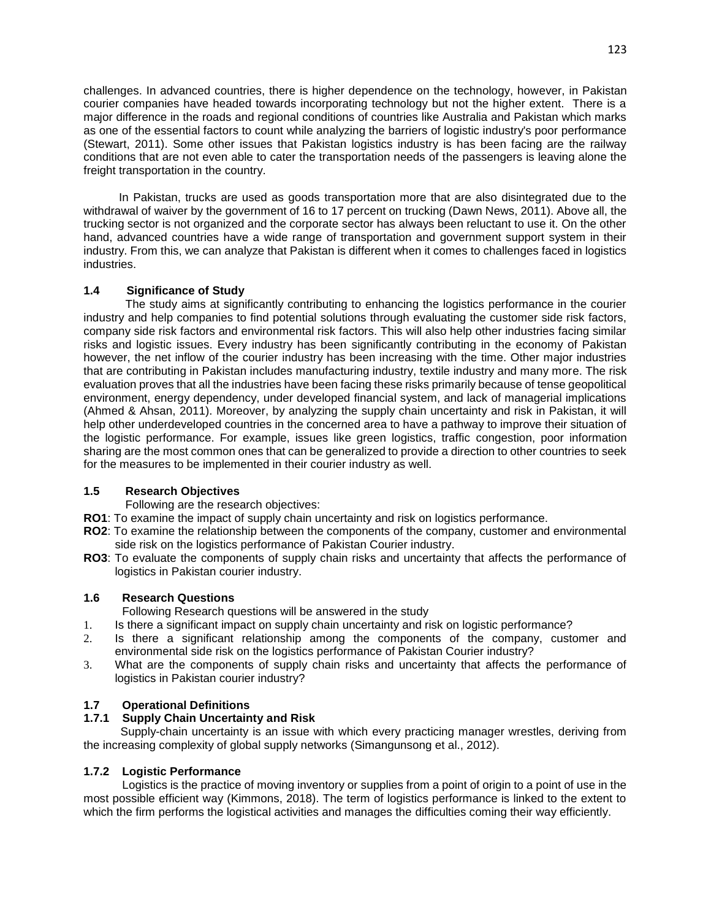challenges. In advanced countries, there is higher dependence on the technology, however, in Pakistan courier companies have headed towards incorporating technology but not the higher extent. There is a major difference in the roads and regional conditions of countries like Australia and Pakistan which marks as one of the essential factors to count while analyzing the barriers of logistic industry's poor performance (Stewart, 2011). Some other issues that Pakistan logistics industry is has been facing are the railway conditions that are not even able to cater the transportation needs of the passengers is leaving alone the freight transportation in the country.

In Pakistan, trucks are used as goods transportation more that are also disintegrated due to the withdrawal of waiver by the government of 16 to 17 percent on trucking (Dawn News, 2011). Above all, the trucking sector is not organized and the corporate sector has always been reluctant to use it. On the other hand, advanced countries have a wide range of transportation and government support system in their industry. From this, we can analyze that Pakistan is different when it comes to challenges faced in logistics industries.

### 1.4 Significance of Study

The study aims at significantly contributing to enhancing the logistics performance in the courier industry and help companies to find potential solutions through evaluating the customer side risk factors, company side risk factors and environmental risk factors. This will also help other industries facing similar risks and logistic issues. Every industry has been significantly contributing in the economy of Pakistan however, the net inflow of the courier industry has been increasing with the time. Other major industries that are contributing in Pakistan includes manufacturing industry, textile industry and many more. The risk evaluation proves that all the industries have been facing these risks primarily because of tense geopolitical environment, energy dependency, under developed financial system, and lack of managerial implications (Ahmed & Ahsan, 2011). Moreover, by analyzing the supply chain uncertainty and risk in Pakistan, it will help other underdeveloped countries in the concerned area to have a pathway to improve their situation of the logistic performance. For example, issues like green logistics, traffic congestion, poor information sharing are the most common ones that can be generalized to provide a direction to other countries to seek for the measures to be implemented in their courier industry as well.

### 1.5 Research Objectives

Following are the research objectives:

**RO1**: To examine the impact of supply chain uncertainty and risk on logistics performance.

**RO2**: To examine the relationship between the components of the company, customer and environmental side risk on the logistics performance of Pakistan Courier industry.

**RO3**: To evaluate the components of supply chain risks and uncertainty that affects the performance of logistics in Pakistan courier industry.

### 1.6 Research Questions

Following Research questions will be answered in the study

1. Is there a significant impact on supply chain uncertainty and risk on logistic performance?
2. Is there a significant relationship among the components of the company, customer and environmental side risk on the logistics performance of Pakistan Courier industry?
3. What are the components of supply chain risks and uncertainty that affects the performance of logistics in Pakistan courier industry?

### 1.7 Operational Definitions

#### 1.7.1 Supply Chain Uncertainty and Risk

Supply-chain uncertainty is an issue with which every practicing manager wrestles, deriving from the increasing complexity of global supply networks (Simangunsong et al., 2012).

#### 1.7.2 Logistic Performance

Logistics is the practice of moving inventory or supplies from a point of origin to a point of use in the most possible efficient way (Kimmons, 2018). The term of logistics performance is linked to the extent to which the firm performs the logistical activities and manages the difficulties coming their way efficiently.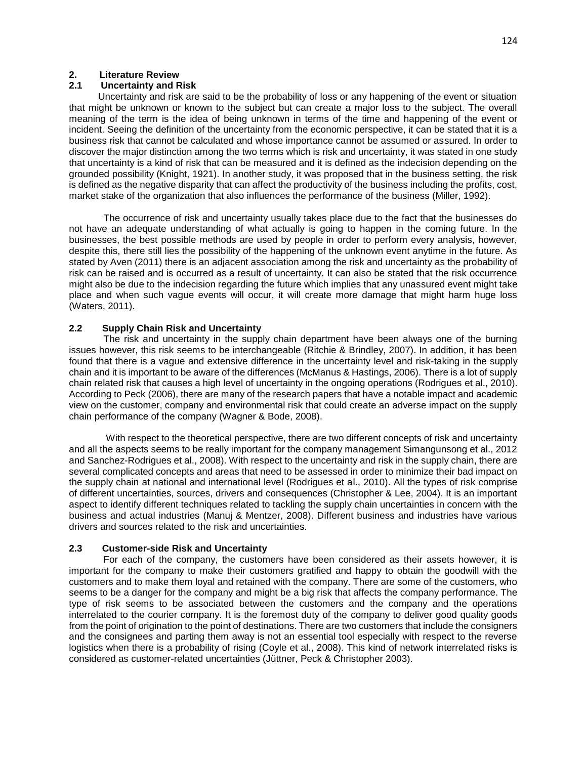## 2. Literature Review

### 2.1 Uncertainty and Risk

Uncertainty and risk are said to be the probability of loss or any happening of the event or situation that might be unknown or known to the subject but can create a major loss to the subject. The overall meaning of the term is the idea of being unknown in terms of the time and happening of the event or incident. Seeing the definition of the uncertainty from the economic perspective, it can be stated that it is a business risk that cannot be calculated and whose importance cannot be assumed or assured. In order to discover the major distinction among the two terms which is risk and uncertainty, it was stated in one study that uncertainty is a kind of risk that can be measured and it is defined as the indecision depending on the grounded possibility (Knight, 1921). In another study, it was proposed that in the business setting, the risk is defined as the negative disparity that can affect the productivity of the business including the profits, cost, market stake of the organization that also influences the performance of the business (Miller, 1992).

The occurrence of risk and uncertainty usually takes place due to the fact that the businesses do not have an adequate understanding of what actually is going to happen in the coming future. In the businesses, the best possible methods are used by people in order to perform every analysis, however, despite this, there still lies the possibility of the happening of the unknown event anytime in the future. As stated by Aven (2011) there is an adjacent association among the risk and uncertainty as the probability of risk can be raised and is occurred as a result of uncertainty. It can also be stated that the risk occurrence might also be due to the indecision regarding the future which implies that any unassured event might take place and when such vague events will occur, it will create more damage that might harm huge loss (Waters, 2011).

### 2.2 Supply Chain Risk and Uncertainty

The risk and uncertainty in the supply chain department have been always one of the burning issues however, this risk seems to be interchangeable (Ritchie & Brindley, 2007). In addition, it has been found that there is a vague and extensive difference in the uncertainty level and risk-taking in the supply chain and it is important to be aware of the differences (McManus & Hastings, 2006). There is a lot of supply chain related risk that causes a high level of uncertainty in the ongoing operations (Rodrigues et al., 2010). According to Peck (2006), there are many of the research papers that have a notable impact and academic view on the customer, company and environmental risk that could create an adverse impact on the supply chain performance of the company (Wagner & Bode, 2008).

With respect to the theoretical perspective, there are two different concepts of risk and uncertainty and all the aspects seems to be really important for the company management Simangunsong et al., 2012 and Sanchez-Rodrigues et al., 2008). With respect to the uncertainty and risk in the supply chain, there are several complicated concepts and areas that need to be assessed in order to minimize their bad impact on the supply chain at national and international level (Rodrigues et al., 2010). All the types of risk comprise of different uncertainties, sources, drivers and consequences (Christopher & Lee, 2004). It is an important aspect to identify different techniques related to tackling the supply chain uncertainties in concern with the business and actual industries (Manuj & Mentzer, 2008). Different business and industries have various drivers and sources related to the risk and uncertainties.

### 2.3 Customer-side Risk and Uncertainty

For each of the company, the customers have been considered as their assets however, it is important for the company to make their customers gratified and happy to obtain the goodwill with the customers and to make them loyal and retained with the company. There are some of the customers, who seems to be a danger for the company and might be a big risk that affects the company performance. The type of risk seems to be associated between the customers and the company and the operations interrelated to the courier company. It is the foremost duty of the company to deliver good quality goods from the point of origination to the point of destinations. There are two customers that include the consigners and the consignees and parting them away is not an essential tool especially with respect to the reverse logistics when there is a probability of rising (Coyle et al., 2008). This kind of network interrelated risks is considered as customer-related uncertainties (Jüttner, Peck & Christopher 2003).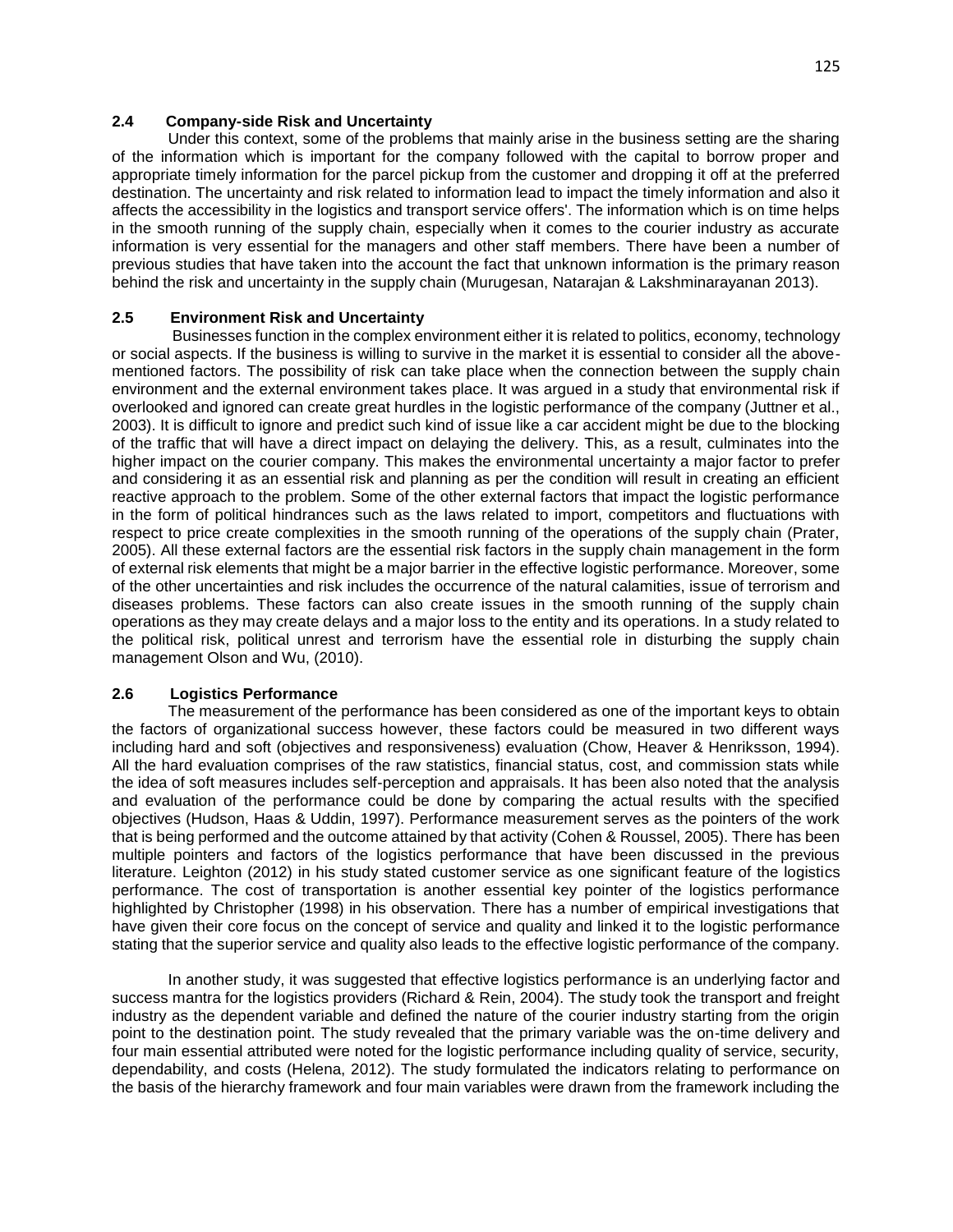## 2.4 Company-side Risk and Uncertainty

Under this context, some of the problems that mainly arise in the business setting are the sharing of the information which is important for the company followed with the capital to borrow proper and appropriate timely information for the parcel pickup from the customer and dropping it off at the preferred destination. The uncertainty and risk related to information lead to impact the timely information and also it affects the accessibility in the logistics and transport service offers'. The information which is on time helps in the smooth running of the supply chain, especially when it comes to the courier industry as accurate information is very essential for the managers and other staff members. There have been a number of previous studies that have taken into the account the fact that unknown information is the primary reason behind the risk and uncertainty in the supply chain (Murugesan, Natarajan & Lakshminarayanan 2013).

## 2.5 Environment Risk and Uncertainty

Businesses function in the complex environment either it is related to politics, economy, technology or social aspects. If the business is willing to survive in the market it is essential to consider all the above-mentioned factors. The possibility of risk can take place when the connection between the supply chain environment and the external environment takes place. It was argued in a study that environmental risk if overlooked and ignored can create great hurdles in the logistic performance of the company (Juttner et al., 2003). It is difficult to ignore and predict such kind of issue like a car accident might be due to the blocking of the traffic that will have a direct impact on delaying the delivery. This, as a result, culminates into the higher impact on the courier company. This makes the environmental uncertainty a major factor to prefer and considering it as an essential risk and planning as per the condition will result in creating an efficient reactive approach to the problem. Some of the other external factors that impact the logistic performance in the form of political hindrances such as the laws related to import, competitors and fluctuations with respect to price create complexities in the smooth running of the operations of the supply chain (Prater, 2005). All these external factors are the essential risk factors in the supply chain management in the form of external risk elements that might be a major barrier in the effective logistic performance. Moreover, some of the other uncertainties and risk includes the occurrence of the natural calamities, issue of terrorism and diseases problems. These factors can also create issues in the smooth running of the supply chain operations as they may create delays and a major loss to the entity and its operations. In a study related to the political risk, political unrest and terrorism have the essential role in disturbing the supply chain management Olson and Wu, (2010).

## 2.6 Logistics Performance

The measurement of the performance has been considered as one of the important keys to obtain the factors of organizational success however, these factors could be measured in two different ways including hard and soft (objectives and responsiveness) evaluation (Chow, Heaver & Henriksson, 1994). All the hard evaluation comprises of the raw statistics, financial status, cost, and commission stats while the idea of soft measures includes self-perception and appraisals. It has been also noted that the analysis and evaluation of the performance could be done by comparing the actual results with the specified objectives (Hudson, Haas & Uddin, 1997). Performance measurement serves as the pointers of the work that is being performed and the outcome attained by that activity (Cohen & Roussel, 2005). There has been multiple pointers and factors of the logistics performance that have been discussed in the previous literature. Leighton (2012) in his study stated customer service as one significant feature of the logistics performance. The cost of transportation is another essential key pointer of the logistics performance highlighted by Christopher (1998) in his observation. There has a number of empirical investigations that have given their core focus on the concept of service and quality and linked it to the logistic performance stating that the superior service and quality also leads to the effective logistic performance of the company.

In another study, it was suggested that effective logistics performance is an underlying factor and success mantra for the logistics providers (Richard & Rein, 2004). The study took the transport and freight industry as the dependent variable and defined the nature of the courier industry starting from the origin point to the destination point. The study revealed that the primary variable was the on-time delivery and four main essential attributed were noted for the logistic performance including quality of service, security, dependability, and costs (Helena, 2012). The study formulated the indicators relating to performance on the basis of the hierarchy framework and four main variables were drawn from the framework including the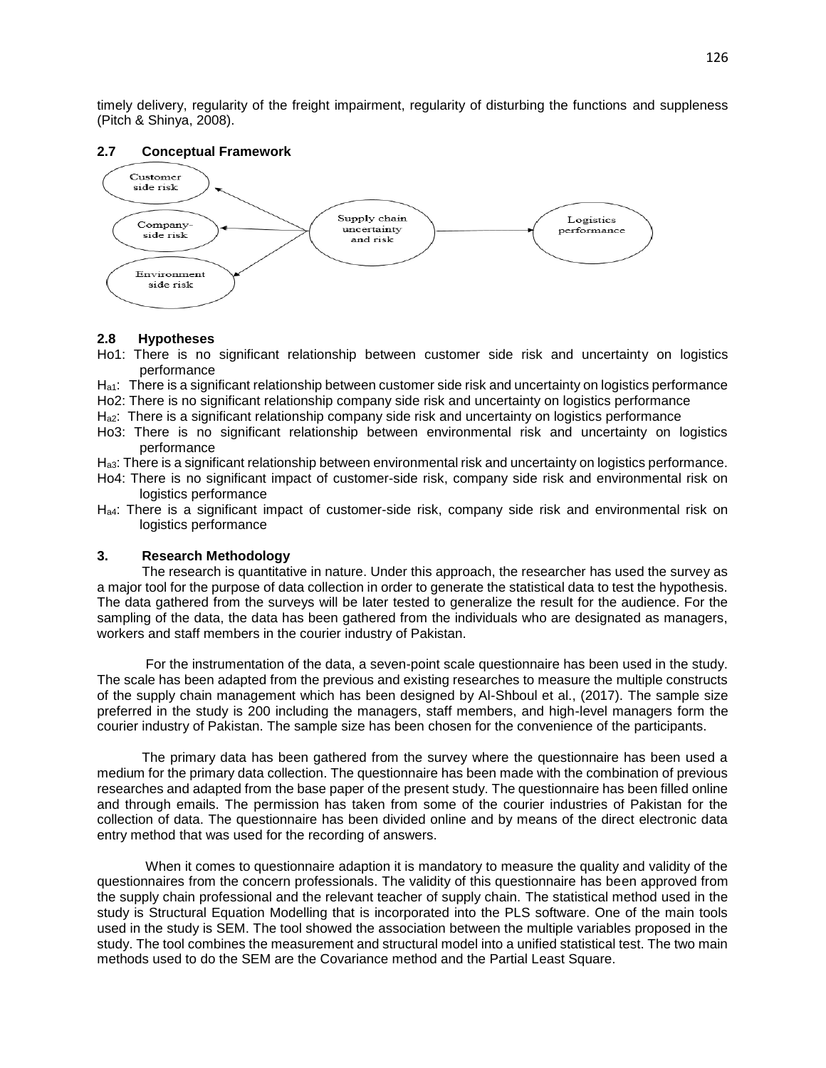timely delivery, regularity of the freight impairment, regularity of disturbing the functions and suppleness (Pitch & Shinya, 2008).

### 2.7 Conceptual Framework

### 2.8 Hypotheses

Ho1: There is no significant relationship between customer side risk and uncertainty on logistics performance

$H_{a1}$: There is a significant relationship between customer side risk and uncertainty on logistics performance

Ho2: There is no significant relationship company side risk and uncertainty on logistics performance

$H_{a2}$: There is a significant relationship company side risk and uncertainty on logistics performance

Ho3: There is no significant relationship between environmental risk and uncertainty on logistics performance

$H_{a3}$: There is a significant relationship between environmental risk and uncertainty on logistics performance.

Ho4: There is no significant impact of customer-side risk, company side risk and environmental risk on logistics performance

$H_{a4}$: There is a significant impact of customer-side risk, company side risk and environmental risk on logistics performance

## 3. Research Methodology

The research is quantitative in nature. Under this approach, the researcher has used the survey as a major tool for the purpose of data collection in order to generate the statistical data to test the hypothesis. The data gathered from the surveys will be later tested to generalize the result for the audience. For the sampling of the data, the data has been gathered from the individuals who are designated as managers, workers and staff members in the courier industry of Pakistan.

For the instrumentation of the data, a seven-point scale questionnaire has been used in the study. The scale has been adapted from the previous and existing researches to measure the multiple constructs of the supply chain management which has been designed by Al-Shboul et al., (2017). The sample size preferred in the study is 200 including the managers, staff members, and high-level managers form the courier industry of Pakistan. The sample size has been chosen for the convenience of the participants.

The primary data has been gathered from the survey where the questionnaire has been used a medium for the primary data collection. The questionnaire has been made with the combination of previous researches and adapted from the base paper of the present study. The questionnaire has been filled online and through emails. The permission has taken from some of the courier industries of Pakistan for the collection of data. The questionnaire has been divided online and by means of the direct electronic data entry method that was used for the recording of answers.

When it comes to questionnaire adaption it is mandatory to measure the quality and validity of the questionnaires from the concern professionals. The validity of this questionnaire has been approved from the supply chain professional and the relevant teacher of supply chain. The statistical method used in the study is Structural Equation Modelling that is incorporated into the PLS software. One of the main tools used in the study is SEM. The tool showed the association between the multiple variables proposed in the study. The tool combines the measurement and structural model into a unified statistical test. The two main methods used to do the SEM are the Covariance method and the Partial Least Square.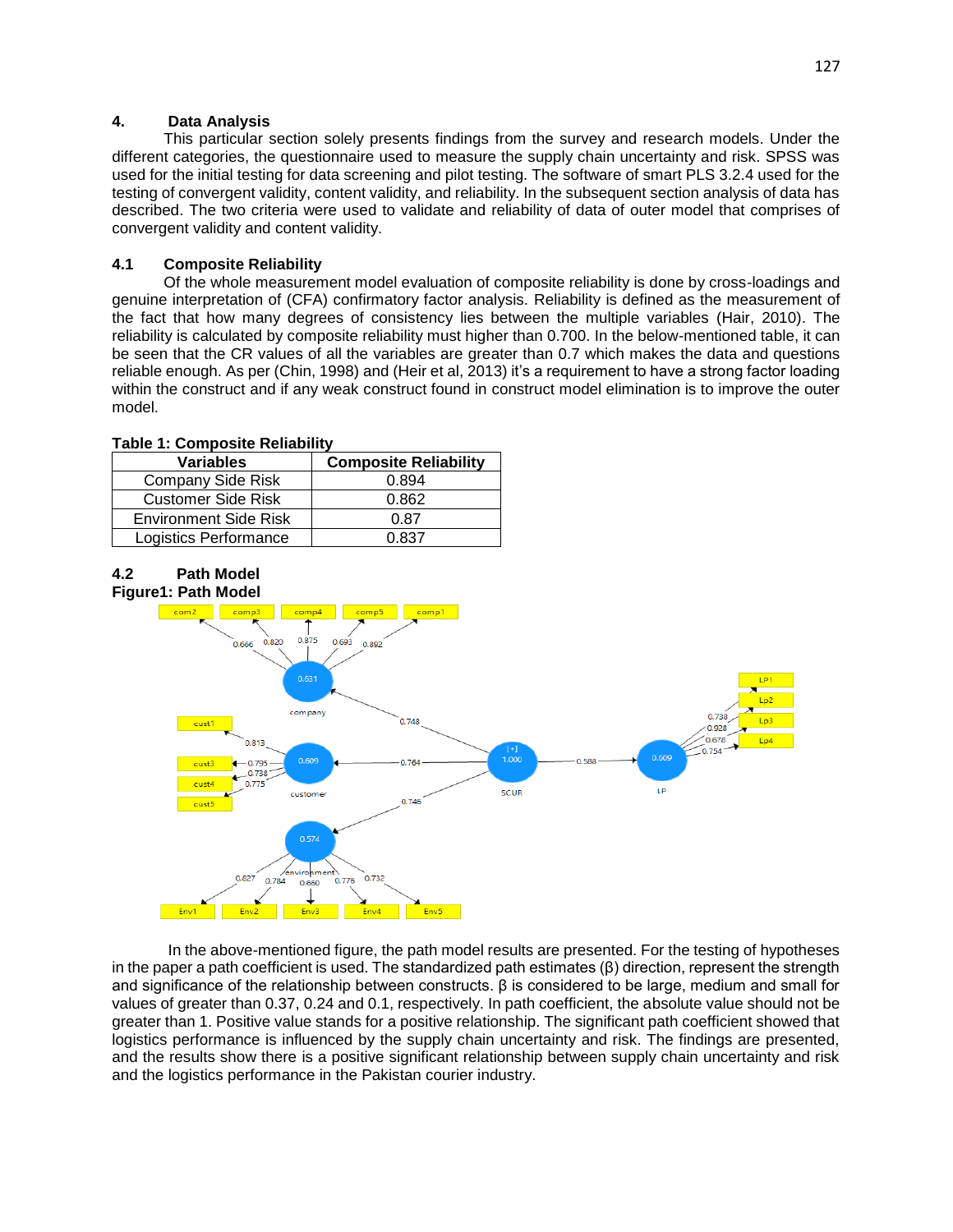## 4. Data Analysis

This particular section solely presents findings from the survey and research models. Under the different categories, the questionnaire used to measure the supply chain uncertainty and risk. SPSS was used for the initial testing for data screening and pilot testing. The software of smart PLS 3.2.4 used for the testing of convergent validity, content validity, and reliability. In the subsequent section analysis of data has described. The two criteria were used to validate and reliability of data of outer model that comprises of convergent validity and content validity.

### 4.1 Composite Reliability

Of the whole measurement model evaluation of composite reliability is done by cross-loadings and genuine interpretation of (CFA) confirmatory factor analysis. Reliability is defined as the measurement of the fact that how many degrees of consistency lies between the multiple variables (Hair, 2010). The reliability is calculated by composite reliability must higher than 0.700. In the below-mentioned table, it can be seen that the CR values of all the variables are greater than 0.7 which makes the data and questions reliable enough. As per (Chin, 1998) and (Heir et al, 2013) it's a requirement to have a strong factor loading within the construct and if any weak construct found in construct model elimination is to improve the outer model.

**Table 1: Composite Reliability**

| Variables | Composite Reliability |
|---|---|
| Company Side Risk | 0.894 |
| Customer Side Risk | 0.862 |
| Environment Side Risk | 0.87 |
| Logistics Performance | 0.837 |

### 4.2 Path Model

**Figure1: Path Model**

In the above-mentioned figure, the path model results are presented. For the testing of hypotheses in the paper a path coefficient is used. The standardized path estimates (β) direction, represent the strength and significance of the relationship between constructs. β is considered to be large, medium and small for values of greater than 0.37, 0.24 and 0.1, respectively. In path coefficient, the absolute value should not be greater than 1. Positive value stands for a positive relationship. The significant path coefficient showed that logistics performance is influenced by the supply chain uncertainty and risk. The findings are presented, and the results show there is a positive significant relationship between supply chain uncertainty and risk and the logistics performance in the Pakistan courier industry.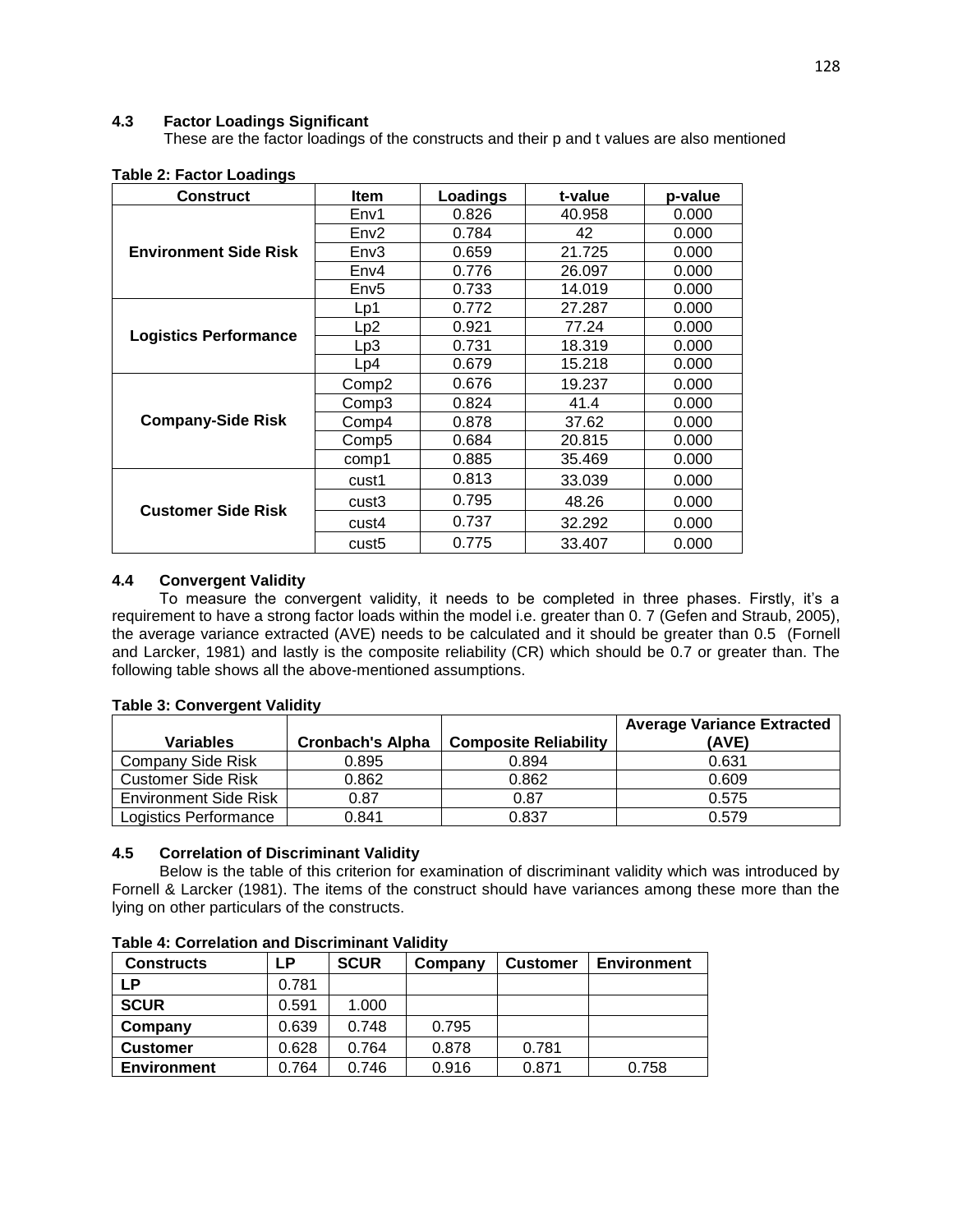### 4.3 Factor Loadings Significant

These are the factor loadings of the constructs and their p and t values are also mentioned

**Table 2: Factor Loadings**

| Construct | Item | Loadings | t-value | p-value |
|---|---|---|---|---|
| **Environment Side Risk** | Env1 | 0.826 | 40.958 | 0.000 |
| | Env2 | 0.784 | 42 | 0.000 |
| | Env3 | 0.659 | 21.725 | 0.000 |
| | Env4 | 0.776 | 26.097 | 0.000 |
| | Env5 | 0.733 | 14.019 | 0.000 |
| **Logistics Performance** | Lp1 | 0.772 | 27.287 | 0.000 |
| | Lp2 | 0.921 | 77.24 | 0.000 |
| | Lp3 | 0.731 | 18.319 | 0.000 |
| | Lp4 | 0.679 | 15.218 | 0.000 |
| **Company-Side Risk** | Comp2 | 0.676 | 19.237 | 0.000 |
| | Comp3 | 0.824 | 41.4 | 0.000 |
| | Comp4 | 0.878 | 37.62 | 0.000 |
| | Comp5 | 0.684 | 20.815 | 0.000 |
| | comp1 | 0.885 | 35.469 | 0.000 |
| **Customer Side Risk** | cust1 | 0.813 | 33.039 | 0.000 |
| | cust3 | 0.795 | 48.26 | 0.000 |
| | cust4 | 0.737 | 32.292 | 0.000 |
| | cust5 | 0.775 | 33.407 | 0.000 |

### 4.4 Convergent Validity

To measure the convergent validity, it needs to be completed in three phases. Firstly, it's a requirement to have a strong factor loads within the model i.e. greater than 0. 7 (Gefen and Straub, 2005), the average variance extracted (AVE) needs to be calculated and it should be greater than 0.5 (Fornell and Larcker, 1981) and lastly is the composite reliability (CR) which should be 0.7 or greater than. The following table shows all the above-mentioned assumptions.

**Table 3: Convergent Validity**

| Variables | Cronbach's Alpha | Composite Reliability | Average Variance Extracted (AVE) |
|---|---|---|---|
| Company Side Risk | 0.895 | 0.894 | 0.631 |
| Customer Side Risk | 0.862 | 0.862 | 0.609 |
| Environment Side Risk | 0.87 | 0.87 | 0.575 |
| Logistics Performance | 0.841 | 0.837 | 0.579 |

### 4.5 Correlation of Discriminant Validity

Below is the table of this criterion for examination of discriminant validity which was introduced by Fornell & Larcker (1981). The items of the construct should have variances among these more than the lying on other particulars of the constructs.

**Table 4: Correlation and Discriminant Validity**

| Constructs | LP | SCUR | Company | Customer | Environment |
|---|---|---|---|---|---|
| **LP** | 0.781 | | | | |
| **SCUR** | 0.591 | 1.000 | | | |
| **Company** | 0.639 | 0.748 | 0.795 | | |
| **Customer** | 0.628 | 0.764 | 0.878 | 0.781 | |
| **Environment** | 0.764 | 0.746 | 0.916 | 0.871 | 0.758 |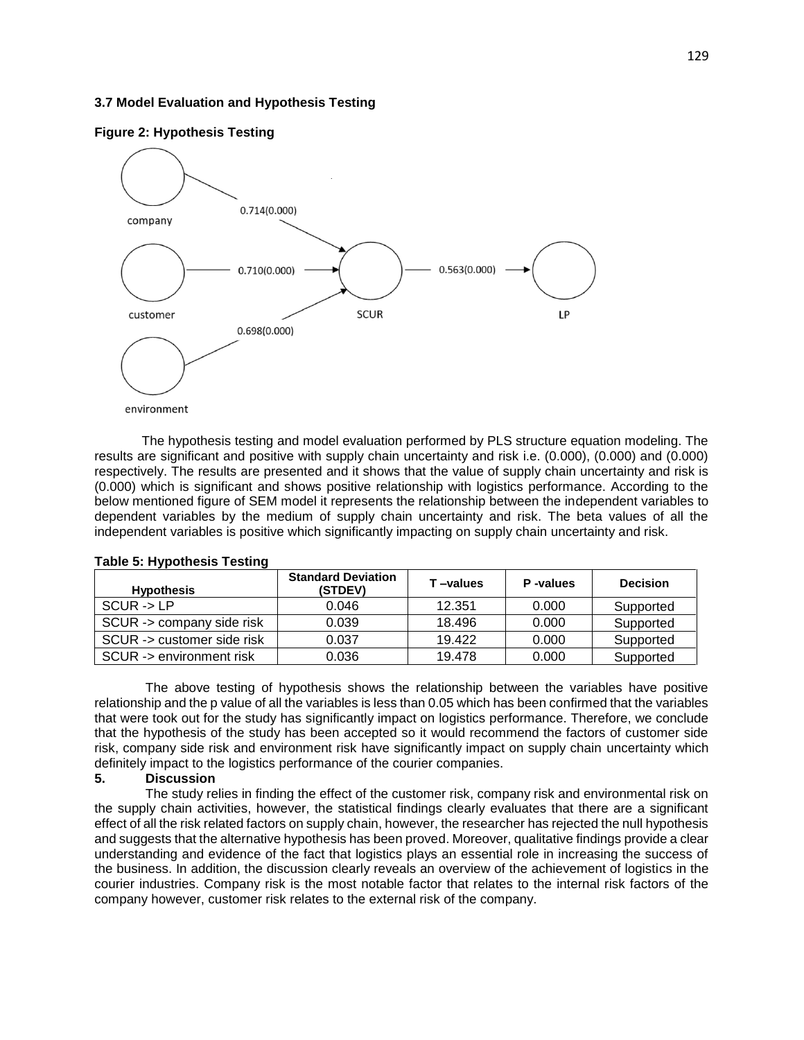### 3.7 Model Evaluation and Hypothesis Testing

**Figure 2: Hypothesis Testing**

The hypothesis testing and model evaluation performed by PLS structure equation modeling. The results are significant and positive with supply chain uncertainty and risk i.e. (0.000), (0.000) and (0.000) respectively. The results are presented and it shows that the value of supply chain uncertainty and risk is (0.000) which is significant and shows positive relationship with logistics performance. According to the below mentioned figure of SEM model it represents the relationship between the independent variables to dependent variables by the medium of supply chain uncertainty and risk. The beta values of all the independent variables is positive which significantly impacting on supply chain uncertainty and risk.

**Table 5: Hypothesis Testing**

| Hypothesis | Standard Deviation (STDEV) | T –values | P -values | Decision |
|---|---|---|---|---|
| SCUR -> LP | 0.046 | 12.351 | 0.000 | Supported |
| SCUR -> company side risk | 0.039 | 18.496 | 0.000 | Supported |
| SCUR -> customer side risk | 0.037 | 19.422 | 0.000 | Supported |
| SCUR -> environment risk | 0.036 | 19.478 | 0.000 | Supported |

The above testing of hypothesis shows the relationship between the variables have positive relationship and the p value of all the variables is less than 0.05 which has been confirmed that the variables that were took out for the study has significantly impact on logistics performance. Therefore, we conclude that the hypothesis of the study has been accepted so it would recommend the factors of customer side risk, company side risk and environment risk have significantly impact on supply chain uncertainty which definitely impact to the logistics performance of the courier companies.

## 5. Discussion

The study relies in finding the effect of the customer risk, company risk and environmental risk on the supply chain activities, however, the statistical findings clearly evaluates that there are a significant effect of all the risk related factors on supply chain, however, the researcher has rejected the null hypothesis and suggests that the alternative hypothesis has been proved. Moreover, qualitative findings provide a clear understanding and evidence of the fact that logistics plays an essential role in increasing the success of the business. In addition, the discussion clearly reveals an overview of the achievement of logistics in the courier industries. Company risk is the most notable factor that relates to the internal risk factors of the company however, customer risk relates to the external risk of the company.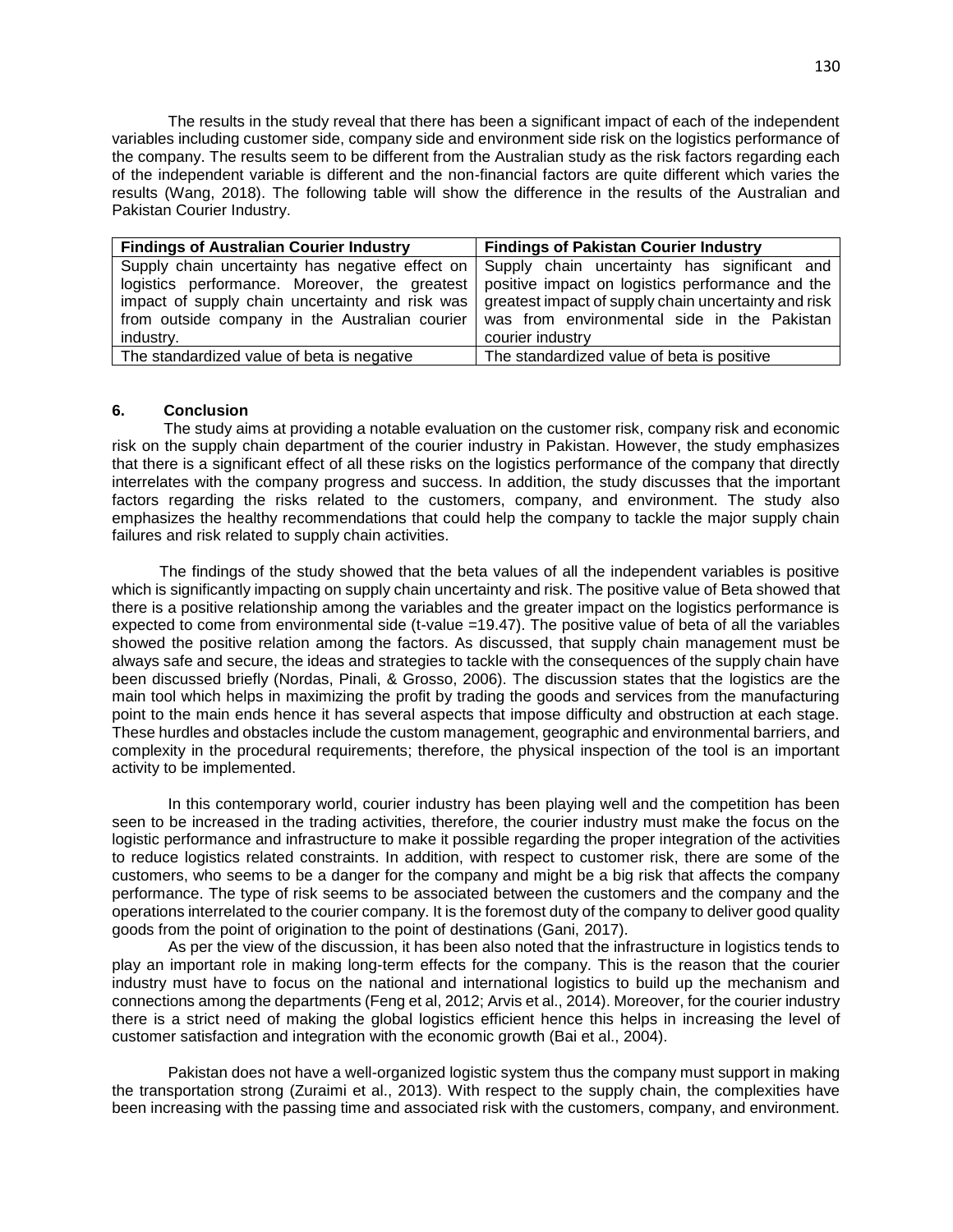The results in the study reveal that there has been a significant impact of each of the independent variables including customer side, company side and environment side risk on the logistics performance of the company. The results seem to be different from the Australian study as the risk factors regarding each of the independent variable is different and the non-financial factors are quite different which varies the results (Wang, 2018). The following table will show the difference in the results of the Australian and Pakistan Courier Industry.

| Findings of Australian Courier Industry | Findings of Pakistan Courier Industry |
| --- | --- |
| Supply chain uncertainty has negative effect on logistics performance. Moreover, the greatest impact of supply chain uncertainty and risk was from outside company in the Australian courier industry. | Supply chain uncertainty has significant and positive impact on logistics performance and the greatest impact of supply chain uncertainty and risk was from environmental side in the Pakistan courier industry |
| The standardized value of beta is negative | The standardized value of beta is positive |

## 6. Conclusion

The study aims at providing a notable evaluation on the customer risk, company risk and economic risk on the supply chain department of the courier industry in Pakistan. However, the study emphasizes that there is a significant effect of all these risks on the logistics performance of the company that directly interrelates with the company progress and success. In addition, the study discusses that the important factors regarding the risks related to the customers, company, and environment. The study also emphasizes the healthy recommendations that could help the company to tackle the major supply chain failures and risk related to supply chain activities.

The findings of the study showed that the beta values of all the independent variables is positive which is significantly impacting on supply chain uncertainty and risk. The positive value of Beta showed that there is a positive relationship among the variables and the greater impact on the logistics performance is expected to come from environmental side (t-value =19.47). The positive value of beta of all the variables showed the positive relation among the factors. As discussed, that supply chain management must be always safe and secure, the ideas and strategies to tackle with the consequences of the supply chain have been discussed briefly (Nordas, Pinali, & Grosso, 2006). The discussion states that the logistics are the main tool which helps in maximizing the profit by trading the goods and services from the manufacturing point to the main ends hence it has several aspects that impose difficulty and obstruction at each stage. These hurdles and obstacles include the custom management, geographic and environmental barriers, and complexity in the procedural requirements; therefore, the physical inspection of the tool is an important activity to be implemented.

In this contemporary world, courier industry has been playing well and the competition has been seen to be increased in the trading activities, therefore, the courier industry must make the focus on the logistic performance and infrastructure to make it possible regarding the proper integration of the activities to reduce logistics related constraints. In addition, with respect to customer risk, there are some of the customers, who seems to be a danger for the company and might be a big risk that affects the company performance. The type of risk seems to be associated between the customers and the company and the operations interrelated to the courier company. It is the foremost duty of the company to deliver good quality goods from the point of origination to the point of destinations (Gani, 2017).

As per the view of the discussion, it has been also noted that the infrastructure in logistics tends to play an important role in making long-term effects for the company. This is the reason that the courier industry must have to focus on the national and international logistics to build up the mechanism and connections among the departments (Feng et al, 2012; Arvis et al., 2014). Moreover, for the courier industry there is a strict need of making the global logistics efficient hence this helps in increasing the level of customer satisfaction and integration with the economic growth (Bai et al., 2004).

Pakistan does not have a well-organized logistic system thus the company must support in making the transportation strong (Zuraimi et al., 2013). With respect to the supply chain, the complexities have been increasing with the passing time and associated risk with the customers, company, and environment.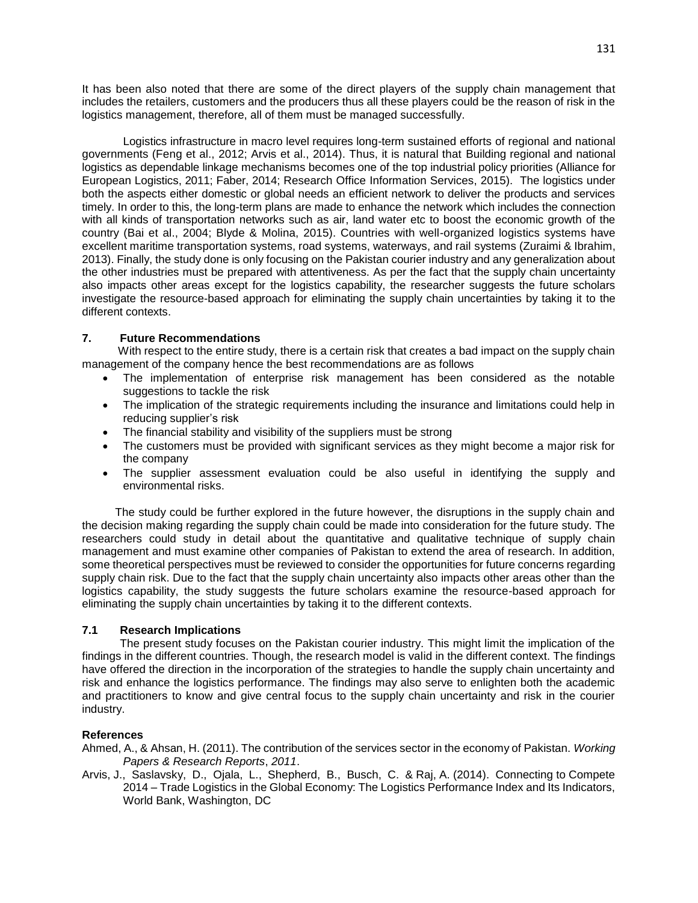It has been also noted that there are some of the direct players of the supply chain management that includes the retailers, customers and the producers thus all these players could be the reason of risk in the logistics management, therefore, all of them must be managed successfully.

Logistics infrastructure in macro level requires long-term sustained efforts of regional and national governments (Feng et al., 2012; Arvis et al., 2014). Thus, it is natural that Building regional and national logistics as dependable linkage mechanisms becomes one of the top industrial policy priorities (Alliance for European Logistics, 2011; Faber, 2014; Research Office Information Services, 2015). The logistics under both the aspects either domestic or global needs an efficient network to deliver the products and services timely. In order to this, the long-term plans are made to enhance the network which includes the connection with all kinds of transportation networks such as air, land water etc to boost the economic growth of the country (Bai et al., 2004; Blyde & Molina, 2015). Countries with well-organized logistics systems have excellent maritime transportation systems, road systems, waterways, and rail systems (Zuraimi & Ibrahim, 2013). Finally, the study done is only focusing on the Pakistan courier industry and any generalization about the other industries must be prepared with attentiveness. As per the fact that the supply chain uncertainty also impacts other areas except for the logistics capability, the researcher suggests the future scholars investigate the resource-based approach for eliminating the supply chain uncertainties by taking it to the different contexts.

## 7. Future Recommendations

With respect to the entire study, there is a certain risk that creates a bad impact on the supply chain management of the company hence the best recommendations are as follows

- The implementation of enterprise risk management has been considered as the notable suggestions to tackle the risk
- The implication of the strategic requirements including the insurance and limitations could help in reducing supplier's risk
- The financial stability and visibility of the suppliers must be strong
- The customers must be provided with significant services as they might become a major risk for the company
- The supplier assessment evaluation could be also useful in identifying the supply and environmental risks.

The study could be further explored in the future however, the disruptions in the supply chain and the decision making regarding the supply chain could be made into consideration for the future study. The researchers could study in detail about the quantitative and qualitative technique of supply chain management and must examine other companies of Pakistan to extend the area of research. In addition, some theoretical perspectives must be reviewed to consider the opportunities for future concerns regarding supply chain risk. Due to the fact that the supply chain uncertainty also impacts other areas other than the logistics capability, the study suggests the future scholars examine the resource-based approach for eliminating the supply chain uncertainties by taking it to the different contexts.

### 7.1 Research Implications

The present study focuses on the Pakistan courier industry. This might limit the implication of the findings in the different countries. Though, the research model is valid in the different context. The findings have offered the direction in the incorporation of the strategies to handle the supply chain uncertainty and risk and enhance the logistics performance. The findings may also serve to enlighten both the academic and practitioners to know and give central focus to the supply chain uncertainty and risk in the courier industry.

## References

Ahmed, A., & Ahsan, H. (2011). The contribution of the services sector in the economy of Pakistan. *Working Papers & Research Reports*, *2011*.

Arvis, J., Saslavsky, D., Ojala, L., Shepherd, B., Busch, C. & Raj, A. (2014). Connecting to Compete 2014 – Trade Logistics in the Global Economy: The Logistics Performance Index and Its Indicators, World Bank, Washington, DC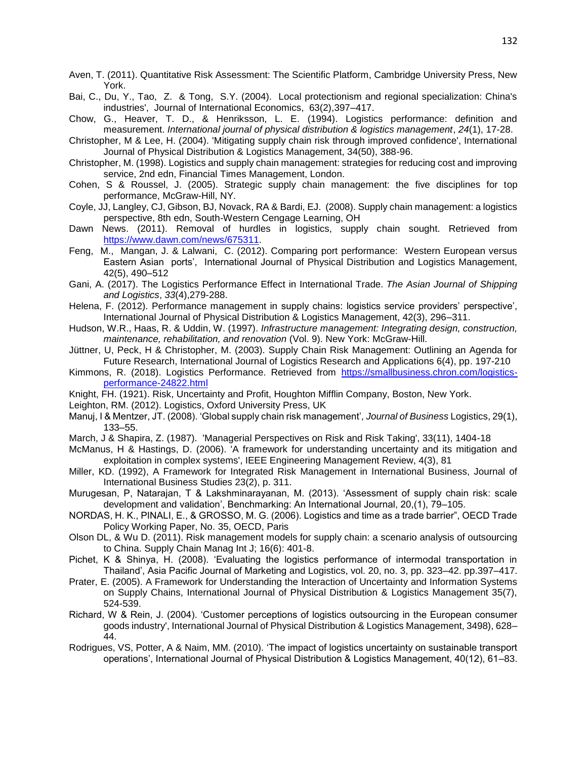Aven, T. (2011). Quantitative Risk Assessment: The Scientific Platform, Cambridge University Press, New York.

Bai, C., Du, Y., Tao, Z. & Tong, S.Y. (2004). Local protectionism and regional specialization: China's industries', Journal of International Economics, 63(2),397–417.

Chow, G., Heaver, T. D., & Henriksson, L. E. (1994). Logistics performance: definition and measurement. *International journal of physical distribution & logistics management*, *24*(1), 17-28.

Christopher, M & Lee, H. (2004). 'Mitigating supply chain risk through improved confidence', International Journal of Physical Distribution & Logistics Management, 34(50), 388-96.

Christopher, M. (1998). Logistics and supply chain management: strategies for reducing cost and improving service, 2nd edn, Financial Times Management, London.

Cohen, S & Roussel, J. (2005). Strategic supply chain management: the five disciplines for top performance, McGraw-Hill, NY.

Coyle, JJ, Langley, CJ, Gibson, BJ, Novack, RA & Bardi, EJ. (2008). Supply chain management: a logistics perspective, 8th edn, South-Western Cengage Learning, OH

Dawn News. (2011). Removal of hurdles in logistics, supply chain sought. Retrieved from https://www.dawn.com/news/675311.

Feng, M., Mangan, J. & Lalwani, C. (2012). Comparing port performance: Western European versus Eastern Asian ports', International Journal of Physical Distribution and Logistics Management, 42(5), 490–512

Gani, A. (2017). The Logistics Performance Effect in International Trade. *The Asian Journal of Shipping and Logistics*, *33*(4),279-288.

Helena, F. (2012). Performance management in supply chains: logistics service providers' perspective', International Journal of Physical Distribution & Logistics Management, 42(3), 296–311.

Hudson, W.R., Haas, R. & Uddin, W. (1997). *Infrastructure management: Integrating design, construction, maintenance, rehabilitation, and renovation* (Vol. 9). New York: McGraw-Hill.

Jüttner, U, Peck, H & Christopher, M. (2003). Supply Chain Risk Management: Outlining an Agenda for Future Research, International Journal of Logistics Research and Applications 6(4), pp. 197-210

Kimmons, R. (2018). Logistics Performance. Retrieved from https://smallbusiness.chron.com/logistics-performance-24822.html

Knight, FH. (1921). Risk, Uncertainty and Profit, Houghton Mifflin Company, Boston, New York.

Leighton, RM. (2012). Logistics, Oxford University Press, UK

Manuj, I & Mentzer, JT. (2008). 'Global supply chain risk management', *Journal of Business* Logistics, 29(1), 133–55.

March, J & Shapira, Z. (1987). 'Managerial Perspectives on Risk and Risk Taking', 33(11), 1404-18

McManus, H & Hastings, D. (2006). 'A framework for understanding uncertainty and its mitigation and exploitation in complex systems', IEEE Engineering Management Review, 4(3), 81

Miller, KD. (1992), A Framework for Integrated Risk Management in International Business, Journal of International Business Studies 23(2), p. 311.

Murugesan, P, Natarajan, T & Lakshminarayanan, M. (2013). 'Assessment of supply chain risk: scale development and validation', Benchmarking: An International Journal, 20,(1), 79–105.

NORDAS, H. K., PINALI, E., & GROSSO, M. G. (2006). Logistics and time as a trade barrier", OECD Trade Policy Working Paper, No. 35, OECD, Paris

Olson DL, & Wu D. (2011). Risk management models for supply chain: a scenario analysis of outsourcing to China. Supply Chain Manag Int J; 16(6): 401-8.

Pichet, K & Shinya, H. (2008). 'Evaluating the logistics performance of intermodal transportation in Thailand', Asia Pacific Journal of Marketing and Logistics, vol. 20, no. 3, pp. 323–42. pp.397–417.

Prater, E. (2005). A Framework for Understanding the Interaction of Uncertainty and Information Systems on Supply Chains, International Journal of Physical Distribution & Logistics Management 35(7), 524-539.

Richard, W & Rein, J. (2004). 'Customer perceptions of logistics outsourcing in the European consumer goods industry', International Journal of Physical Distribution & Logistics Management, 3498), 628–44.

Rodrigues, VS, Potter, A & Naim, MM. (2010). 'The impact of logistics uncertainty on sustainable transport operations', International Journal of Physical Distribution & Logistics Management, 40(12), 61–83.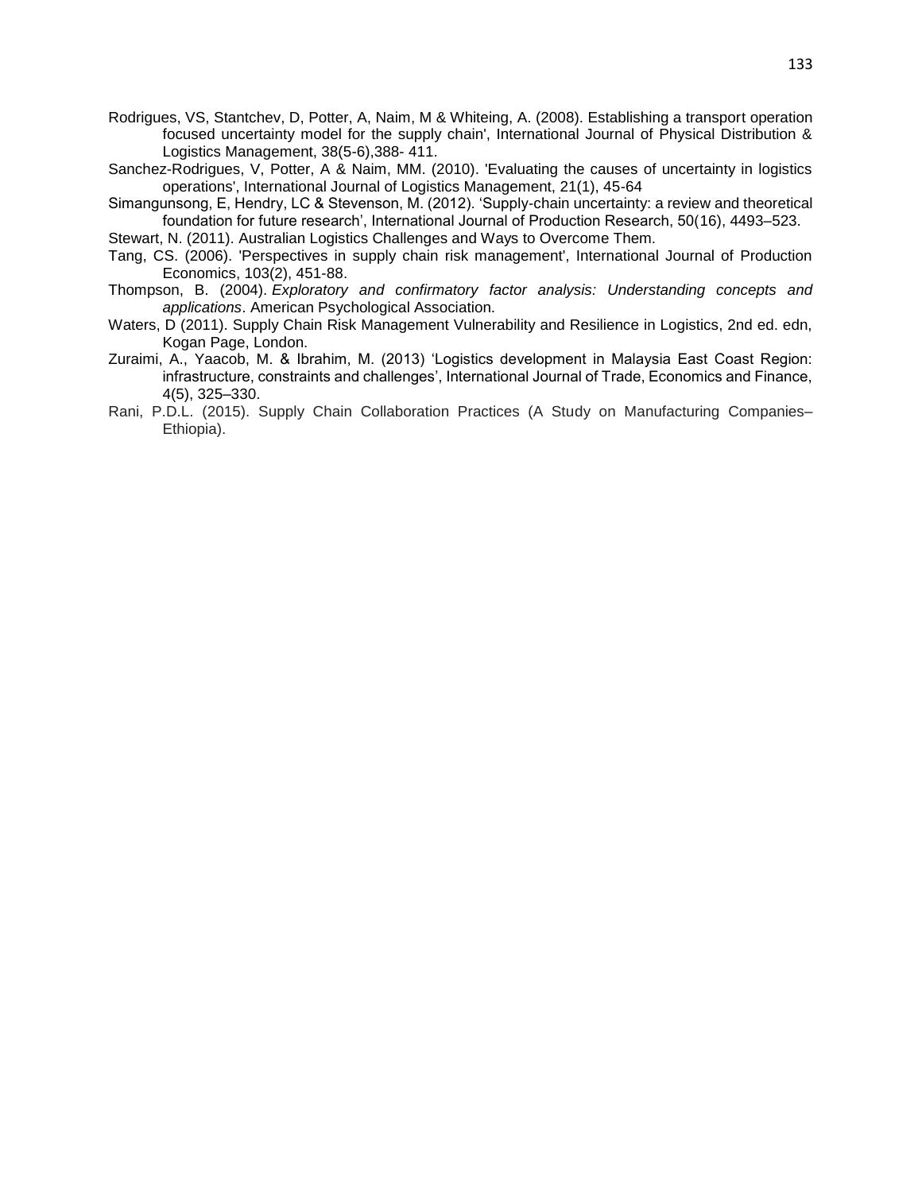Rodrigues, VS, Stantchev, D, Potter, A, Naim, M & Whiteing, A. (2008). Establishing a transport operation focused uncertainty model for the supply chain', International Journal of Physical Distribution & Logistics Management, 38(5-6),388- 411.

Sanchez-Rodrigues, V, Potter, A & Naim, MM. (2010). 'Evaluating the causes of uncertainty in logistics operations', International Journal of Logistics Management, 21(1), 45-64

Simangunsong, E, Hendry, LC & Stevenson, M. (2012). 'Supply-chain uncertainty: a review and theoretical foundation for future research', International Journal of Production Research, 50(16), 4493–523.

Stewart, N. (2011). Australian Logistics Challenges and Ways to Overcome Them.

Tang, CS. (2006). 'Perspectives in supply chain risk management', International Journal of Production Economics, 103(2), 451-88.

Thompson, B. (2004). *Exploratory and confirmatory factor analysis: Understanding concepts and applications*. American Psychological Association.

Waters, D (2011). Supply Chain Risk Management Vulnerability and Resilience in Logistics, 2nd ed. edn, Kogan Page, London.

Zuraimi, A., Yaacob, M. & Ibrahim, M. (2013) 'Logistics development in Malaysia East Coast Region: infrastructure, constraints and challenges', International Journal of Trade, Economics and Finance, 4(5), 325–330.

Rani, P.D.L. (2015). Supply Chain Collaboration Practices (A Study on Manufacturing Companies–Ethiopia).